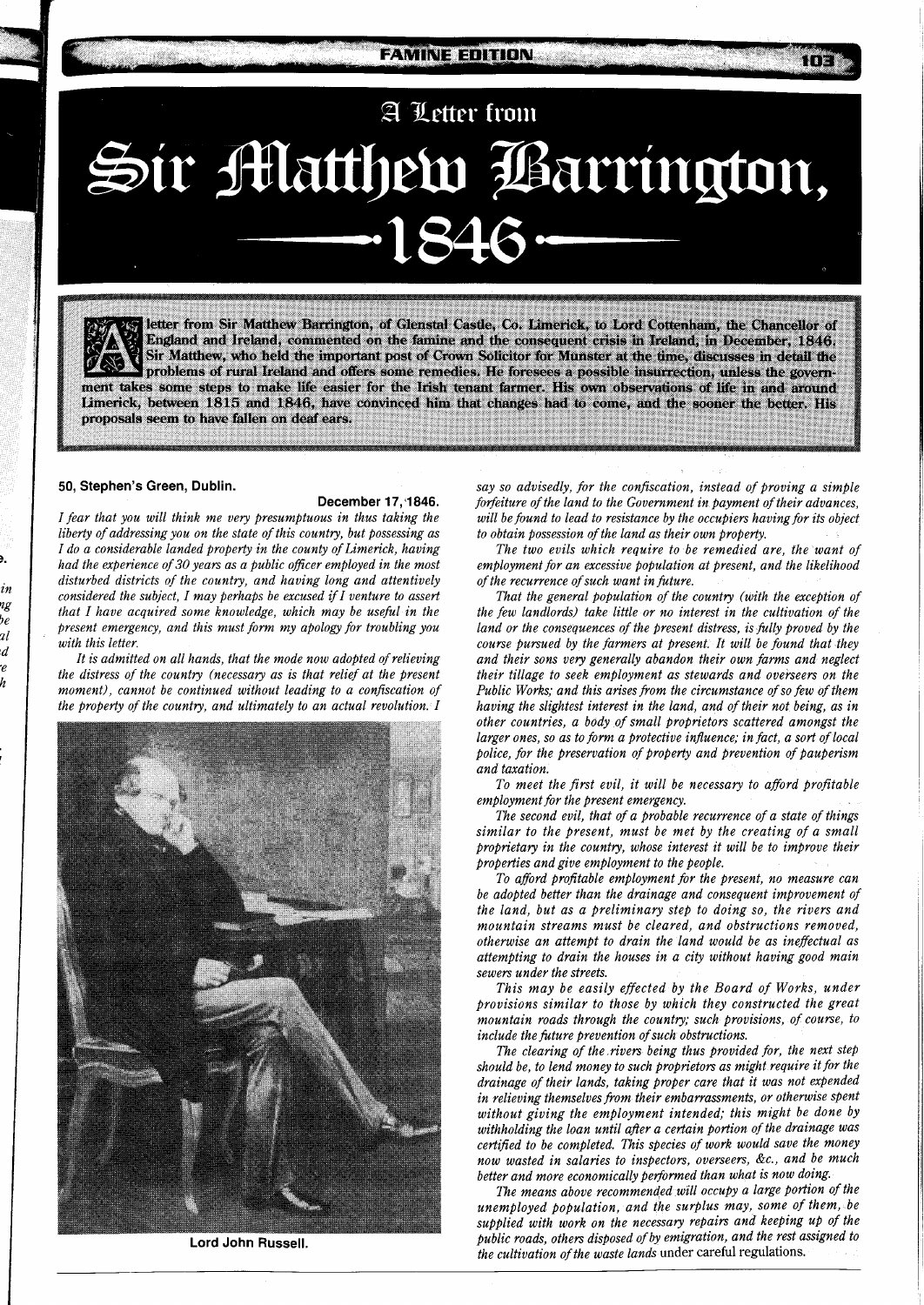# A Letter from Sir Matthew Barrington, 1846

A letter from Sir Matthew Barrington, of Glenstal Castle, Co. Limerick, to Lord Cottenham, the Chancellor of England and Ireland, commented on the famine and the consequent crisis in Ireland, in December, 1846. Sir Matthew, who held the important post of Crown Solicitor for Munster at the time, discusses in detail the problems of rural Ireland and offers some remedies. He foresees a possible insurrection, unless the government takes some steps to make life easier for the Irish tenant farmer. His own observations of life in and around Limerick, between 1815 and 1846, have convinced him that changes had to come, and the sooner the better. His proposals seem to have fallen on deaf ears.

**50, Stephen's Green, Dublin.**

**December 17, 1846.**

*I fear that you will think me very presumptuous in thus taking the liberty of addressing you on the state of this country, but possessing as I do a considerable landed property in the county of Limerick, having had the experience of 30 years as a public officer employed in the most disturbed districts of the country, and having long and attentively considered the subject, I may perhaps be excused if I venture to assert that I have acquired some knowledge, which may be useful in the present emergency, and this must form my apology for troubling you with this letter.*

*It is admitted on all hands, that the mode now adopted of relieving the distress of the country (necessary as is that relief at the present moment), cannot be continued without leading to a confiscation of the property of the country, and ultimately to an actual revolution. I say so advisedly, for the confiscation, instead of proving a simple forfeiture of the land to the Government in payment of their advances, will be found to lead to resistance by the occupiers having for its object to obtain possession of the land as their own property.*

*The two evils which require to be remedied are, the want of employment for an excessive population at present, and the likelihood of the recurrence of such want in future.*

*That the general population of the country (with the exception of the few landlords) take little or no interest in the cultivation of the land or the consequences of the present distress, is fully proved by the course pursued by the farmers at present. It will be found that they and their sons very generally abandon their own farms and neglect their tillage to seek employment as stewards and overseers on the Public Works; and this arises from the circumstance of so few of them having the slightest interest in the land, and of their not being, as in other countries, a body of small proprietors scattered amongst the larger ones, so as to form a protective influence; in fact, a sort of local police, for the preservation of property and prevention of pauperism and taxation.*

*To meet the first evil, it will be necessary to afford profitable employment for the present emergency.*

*The second evil, that of a probable recurrence of a state of things similar to the present, must be met by the creating of a small proprietary in the country, whose interest it will be to improve their properties and give employment to the people.*

*To afford profitable employment for the present, no measure can be adopted better than the drainage and consequent improvement of the land, but as a preliminary step to doing so, the rivers and mountain streams must be cleared, and obstructions removed, otherwise an attempt to drain the land would be as ineffectual as attempting to drain the houses in a city without having good main sewers under the streets.*

*This may be easily effected by the Board of Works, under provisions similar to those by which they constructed the great mountain roads through the country; such provisions, of course, to include the future prevention of such obstructions.*

*The clearing of the rivers being thus provided for, the next step should be, to lend money to such proprietors as might require it for the drainage of their lands, taking proper care that it was not expended in relieving themselves from their embarrassments, or otherwise spent without giving the employment intended; this might be done by withholding the loan until after a certain portion of the drainage was certified to be completed. This species of work would save the money now wasted in salaries to inspectors, overseers, &c., and be much better and more economically performed than what is now doing.*

*The means above recommended will occupy a large portion of the unemployed population, and the surplus may, some of them, be supplied with work on the necessary repairs and keeping up of the public roads, others disposed of by emigration, and the rest assigned to the cultivation of the waste lands* under careful regulations.

Lord John Russell.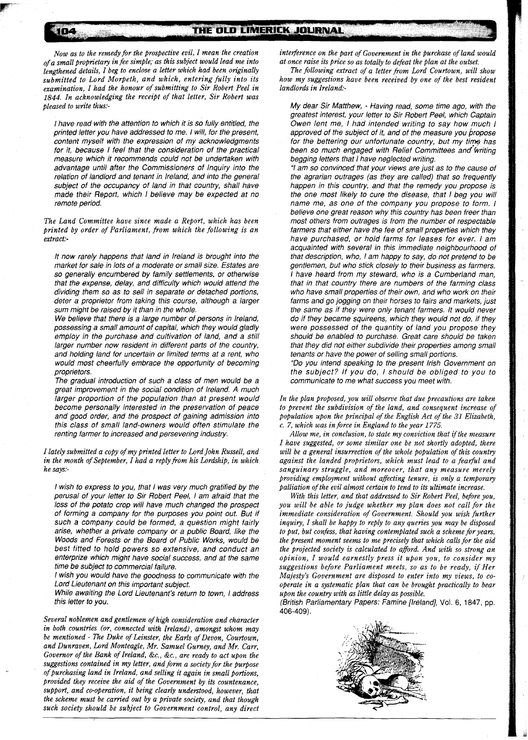*Now as to the remedy for the prospective evil, I mean the creation of a small proprietary in fee simple; as this subject would lead me into lengthened details, I beg to enclose a letter which had been originally submitted to Lord Morpeth, and which, entering fully into its examination, I had the honour of submitting to Sir Robert Peel in 1844. In acknowledging the receipt of that letter, Sir Robert was pleased to write thus:-*

> *I have read with the attention to which it is so fully entitled, the printed letter you have addressed to me. I will, for the present, content myself with the expression of my acknowledgments for it, because I feel that the consideration of the practical measure which it recommends could not be undertaken with advantage until after the Commissioners of Inquiry into the relation of landlord and tenant in Ireland, and into the general subject of the occupancy of land in that country, shall have made their Report, which I believe may be expected at no remote period.*

*The Land Committee have since made a Report, which has been printed by order of Parliament, from which the following is an extract:-*

> *It now rarely happens that land in Ireland is brought into the market for sale in lots of a moderate or small size. Estates are so generally encumbered by family settlements, or otherwise that the expense, delay, and difficulty which would attend the dividing them so as to sell in separate or detached portions, deter a proprietor from taking this course, although a larger sum might be raised by it than in the whole.*
>
> *We believe that there is a large number of persons in Ireland, possessing a small amount of capital, which they would gladly employ in the purchase and cultivation of land, and a still larger number now resident in different parts of the country, and holding land for uncertain or limited terms at a rent, who would most cheerfully embrace the opportunity of becoming proprietors.*
>
> *The gradual introduction of such a class of men would be a great improvement in the social condition of Ireland. A much larger proportion of the population than at present would become personally interested in the preservation of peace and good order, and the prospect of gaining admission into this class of small land-owners would often stimulate the renting farmer to increased and persevering industry.*

*I lately submitted a copy of my printed letter to Lord John Russell, and in the month of September, I had a reply from his Lordship, in which he says:-*

> *I wish to express to you, that I was very much gratified by the perusal of your letter to Sir Robert Peel, I am afraid that the loss of the potato crop will have much changed the prospect of forming a company for the purposes you point out. But if such a company could be formed, a question might fairly arise, whether a private company or a public Board, like the Woods and Forests or the Board of Public Works, would be best fitted to hold powers so extensive, and conduct an enterprize which might have social success, and at the same time be subject to commercial failure.*
>
> *I wish you would have the goodness to communicate with the Lord Lieutenant on this important subject.*
>
> *While awaiting the Lord Lieutenant's return to town, I address this letter to you.*

*Several noblemen and gentlemen of high consideration and character in both countries (or, connected with Ireland), amongst whom may be mentioned - The Duke of Leinster, the Earls of Devon, Courtown, and Dunraven, Lord Monteagle, Mr. Samuel Gurney, and Mr. Carr, Governor of the Bank of Ireland, &c., &c., are ready to act upon the suggestions contained in my letter, and form a society for the purpose of purchasing land in Ireland, and selling it again in small portions, provided they receive the aid of the Government by its countenance, support, and co-operation, it being clearly understood, however, that the scheme must be carried out by a private society, and that though such society should be subject to Government control, any direct interference on the part of Government in the purchase of land would at once raise its price so as totally to defeat the plan at the outset.*

*The following extract of a letter from Lord Courtown, will show how my suggestions have been received by one of the best resident landlords in Ireland:-*

> My dear Sir Matthew, - Having read, some time ago, with the greatest interest, your letter to Sir Robert Peel, which Captain Owen lent me, I had intended writing to say how much I approved of the subject of it, and of the measure you propose for the bettering our unfortunate country, but my time has been so much engaged with Relief Committees and writing begging letters that I have neglected writing.
>
> "I am so convinced that your views are just as to the cause of the agrarian outrages (as they are called) that so frequently happen in this country, and that the remedy you propose is the one most likely to cure the disease, that I beg you will name me, as one of the company you propose to form. I believe one great reason why this country has been freer than most others from outrages is from the number of respectable farmers that either have the fee of small properties which they have purchased, or hold farms for leases for ever. I am acquainted with several in this immediate neighbourhood of that description, who, I am happy to say, do not pretend to be gentlemen, but who stick closely to their business as farmers. I have heard from my steward, who is a Cumberland man, that in that country there are numbers of the farming class who have small properties of their own, and who work on their farms and go jogging on their horses to fairs and markets, just the same as if they were only tenant farmers. It would never do if they became squireens, which they would not do, if they were possessed of the quantity of land you propose they should be enabled to purchase. Great care should be taken that they did not either subdivide their properties among small tenants or have the power of selling small portions.
>
> "Do you intend speaking to the present Irish Government on the subject? If you do, I should be obliged to you to communicate to me what success you meet with.

*In the plan proposed, you will observe that due precautions are taken to prevent the subdivision of the land, and consequent increase of population upon the principal of the English Act of the 31 Elizabeth, c. 7, which was in force in England to the year 1775.*

*Allow me, in conclusion, to state my conviction that if the measure I have suggested, or some similar one be not shortly adopted, there will be a general insurrection of the whole population of this country against the landed proprietors, which must lead to a fearful and sanguinary struggle, and moreover, that any measure merely providing employment without affecting tenure, is only a temporary palliation of the evil almost certain to tend to its ultimate increase.*

*With this letter, and that addressed to Sir Robert Peel, before you, you will be able to judge whether my plan does not call for the immediate consideration of Government. Should you wish further inquiry, I shall be happy to reply to any queries you may be disposed to put, but confess, that having contemplated such a scheme for years, the present moment seems to me precisely that which calls for the aid the projected society is calculated to afford. And with so strong an opinion, I would earnestly press it upon you, to consider my suggestions before Parliament meets, so as to be ready, if Her Majesty's Government are disposed to enter into my views, to co-operate in a systematic plan that can be brought practically to bear upon the country with as little delay as possible.*

(British Parliamentary Papers: Famine *[Ireland]*, Vol. 6, 1847, pp. 406-409).